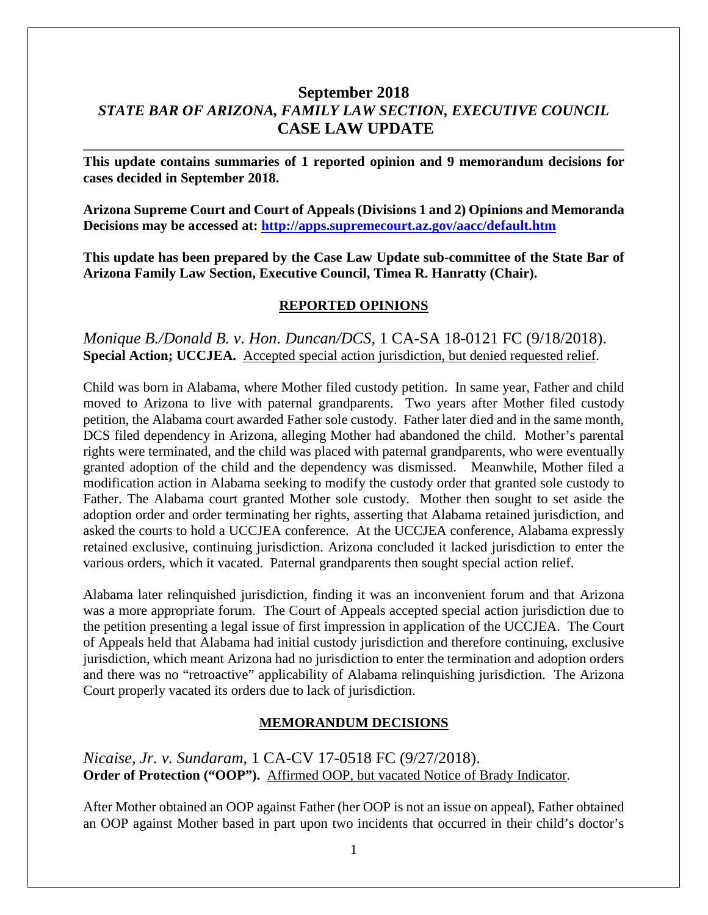# September 2018
## *STATE BAR OF ARIZONA, FAMILY LAW SECTION, EXECUTIVE COUNCIL*
## CASE LAW UPDATE

---

**This update contains summaries of 1 reported opinion and 9 memorandum decisions for cases decided in September 2018.**

**Arizona Supreme Court and Court of Appeals (Divisions 1 and 2) Opinions and Memoranda Decisions may be accessed at: [http://apps.supremecourt.az.gov/aacc/default.htm](http://apps.supremecourt.az.gov/aacc/default.htm)**

**This update has been prepared by the Case Law Update sub-committee of the State Bar of Arizona Family Law Section, Executive Council, Timea R. Hanratty (Chair).**

### REPORTED OPINIONS

*Monique B./Donald B. v. Hon. Duncan/DCS*, 1 CA-SA 18-0121 FC (9/18/2018).
**Special Action; UCCJEA.** Accepted special action jurisdiction, but denied requested relief.

Child was born in Alabama, where Mother filed custody petition. In same year, Father and child moved to Arizona to live with paternal grandparents. Two years after Mother filed custody petition, the Alabama court awarded Father sole custody. Father later died and in the same month, DCS filed dependency in Arizona, alleging Mother had abandoned the child. Mother's parental rights were terminated, and the child was placed with paternal grandparents, who were eventually granted adoption of the child and the dependency was dismissed. Meanwhile, Mother filed a modification action in Alabama seeking to modify the custody order that granted sole custody to Father. The Alabama court granted Mother sole custody. Mother then sought to set aside the adoption order and order terminating her rights, asserting that Alabama retained jurisdiction, and asked the courts to hold a UCCJEA conference. At the UCCJEA conference, Alabama expressly retained exclusive, continuing jurisdiction. Arizona concluded it lacked jurisdiction to enter the various orders, which it vacated. Paternal grandparents then sought special action relief.

Alabama later relinquished jurisdiction, finding it was an inconvenient forum and that Arizona was a more appropriate forum. The Court of Appeals accepted special action jurisdiction due to the petition presenting a legal issue of first impression in application of the UCCJEA. The Court of Appeals held that Alabama had initial custody jurisdiction and therefore continuing, exclusive jurisdiction, which meant Arizona had no jurisdiction to enter the termination and adoption orders and there was no "retroactive" applicability of Alabama relinquishing jurisdiction. The Arizona Court properly vacated its orders due to lack of jurisdiction.

### MEMORANDUM DECISIONS

*Nicaise, Jr. v. Sundaram*, 1 CA-CV 17-0518 FC (9/27/2018).
**Order of Protection ("OOP").** Affirmed OOP, but vacated Notice of Brady Indicator.

After Mother obtained an OOP against Father (her OOP is not an issue on appeal), Father obtained an OOP against Mother based in part upon two incidents that occurred in their child's doctor's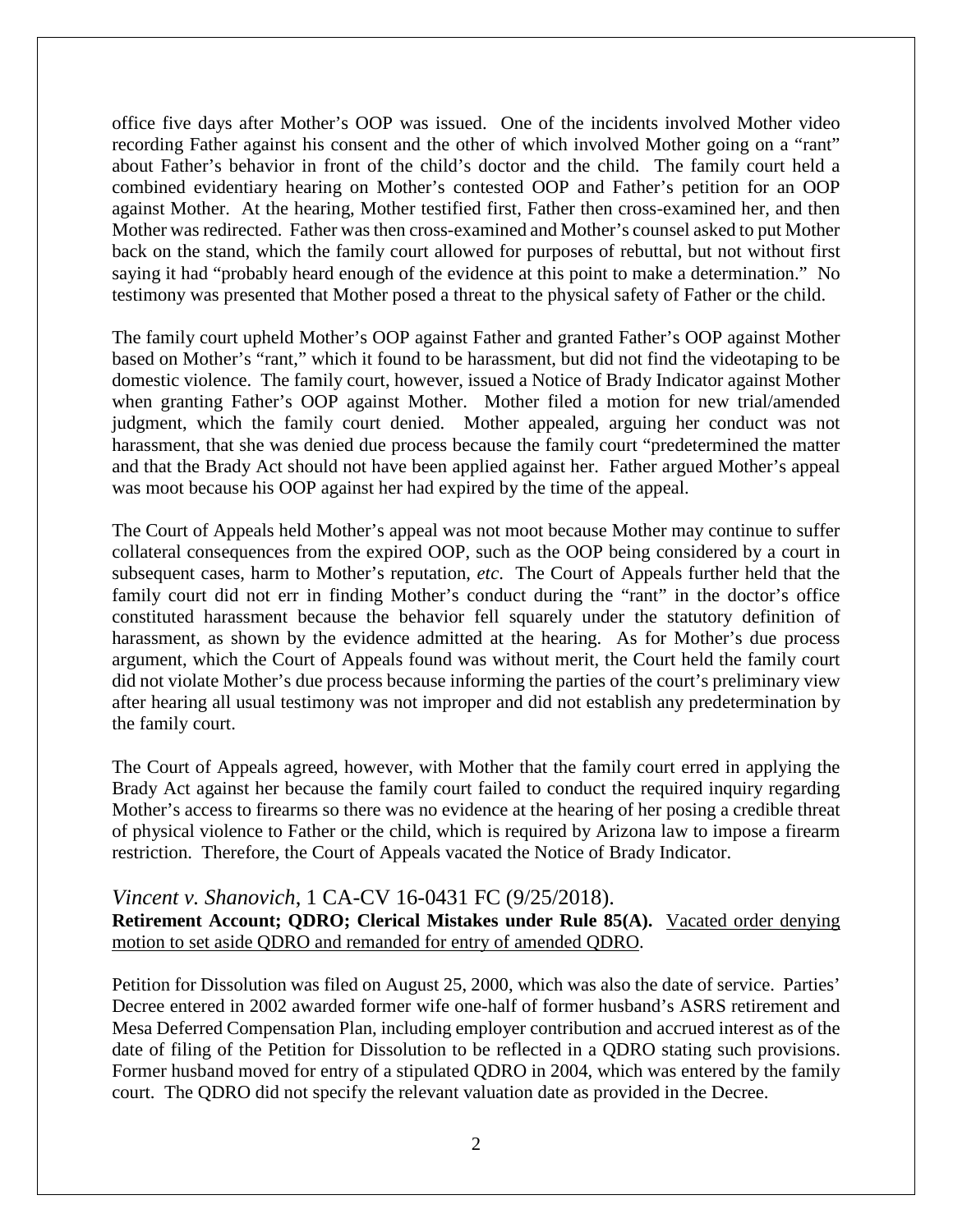office five days after Mother's OOP was issued. One of the incidents involved Mother video recording Father against his consent and the other of which involved Mother going on a "rant" about Father's behavior in front of the child's doctor and the child. The family court held a combined evidentiary hearing on Mother's contested OOP and Father's petition for an OOP against Mother. At the hearing, Mother testified first, Father then cross-examined her, and then Mother was redirected. Father was then cross-examined and Mother's counsel asked to put Mother back on the stand, which the family court allowed for purposes of rebuttal, but not without first saying it had "probably heard enough of the evidence at this point to make a determination." No testimony was presented that Mother posed a threat to the physical safety of Father or the child.

The family court upheld Mother's OOP against Father and granted Father's OOP against Mother based on Mother's "rant," which it found to be harassment, but did not find the videotaping to be domestic violence. The family court, however, issued a Notice of Brady Indicator against Mother when granting Father's OOP against Mother. Mother filed a motion for new trial/amended judgment, which the family court denied. Mother appealed, arguing her conduct was not harassment, that she was denied due process because the family court "predetermined the matter and that the Brady Act should not have been applied against her. Father argued Mother's appeal was moot because his OOP against her had expired by the time of the appeal.

The Court of Appeals held Mother's appeal was not moot because Mother may continue to suffer collateral consequences from the expired OOP, such as the OOP being considered by a court in subsequent cases, harm to Mother's reputation, *etc*. The Court of Appeals further held that the family court did not err in finding Mother's conduct during the "rant" in the doctor's office constituted harassment because the behavior fell squarely under the statutory definition of harassment, as shown by the evidence admitted at the hearing. As for Mother's due process argument, which the Court of Appeals found was without merit, the Court held the family court did not violate Mother's due process because informing the parties of the court's preliminary view after hearing all usual testimony was not improper and did not establish any predetermination by the family court.

The Court of Appeals agreed, however, with Mother that the family court erred in applying the Brady Act against her because the family court failed to conduct the required inquiry regarding Mother's access to firearms so there was no evidence at the hearing of her posing a credible threat of physical violence to Father or the child, which is required by Arizona law to impose a firearm restriction. Therefore, the Court of Appeals vacated the Notice of Brady Indicator.

### *Vincent v. Shanovich*, 1 CA-CV 16-0431 FC (9/25/2018).

**Retirement Account; QDRO; Clerical Mistakes under Rule 85(A).** <u>Vacated order denying motion to set aside QDRO and remanded for entry of amended QDRO</u>.

Petition for Dissolution was filed on August 25, 2000, which was also the date of service. Parties' Decree entered in 2002 awarded former wife one-half of former husband's ASRS retirement and Mesa Deferred Compensation Plan, including employer contribution and accrued interest as of the date of filing of the Petition for Dissolution to be reflected in a QDRO stating such provisions. Former husband moved for entry of a stipulated QDRO in 2004, which was entered by the family court. The QDRO did not specify the relevant valuation date as provided in the Decree.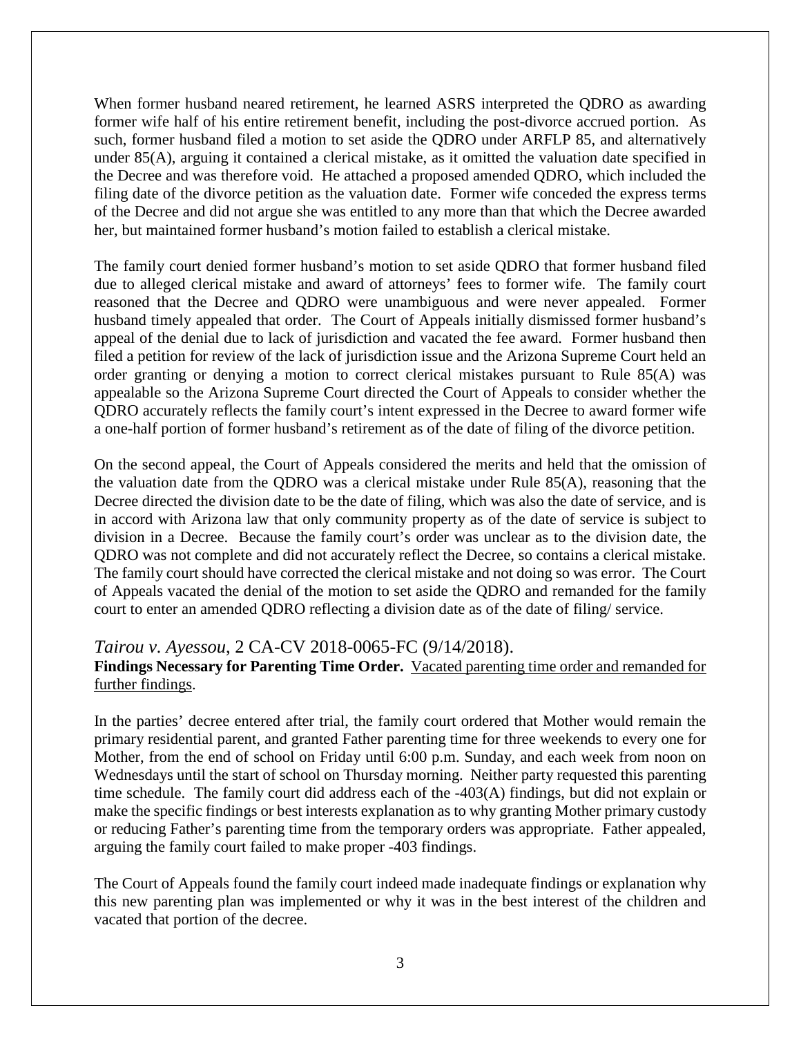When former husband neared retirement, he learned ASRS interpreted the QDRO as awarding former wife half of his entire retirement benefit, including the post-divorce accrued portion. As such, former husband filed a motion to set aside the QDRO under ARFLP 85, and alternatively under 85(A), arguing it contained a clerical mistake, as it omitted the valuation date specified in the Decree and was therefore void. He attached a proposed amended QDRO, which included the filing date of the divorce petition as the valuation date. Former wife conceded the express terms of the Decree and did not argue she was entitled to any more than that which the Decree awarded her, but maintained former husband's motion failed to establish a clerical mistake.

The family court denied former husband's motion to set aside QDRO that former husband filed due to alleged clerical mistake and award of attorneys' fees to former wife. The family court reasoned that the Decree and QDRO were unambiguous and were never appealed. Former husband timely appealed that order. The Court of Appeals initially dismissed former husband's appeal of the denial due to lack of jurisdiction and vacated the fee award. Former husband then filed a petition for review of the lack of jurisdiction issue and the Arizona Supreme Court held an order granting or denying a motion to correct clerical mistakes pursuant to Rule 85(A) was appealable so the Arizona Supreme Court directed the Court of Appeals to consider whether the QDRO accurately reflects the family court's intent expressed in the Decree to award former wife a one-half portion of former husband's retirement as of the date of filing of the divorce petition.

On the second appeal, the Court of Appeals considered the merits and held that the omission of the valuation date from the QDRO was a clerical mistake under Rule 85(A), reasoning that the Decree directed the division date to be the date of filing, which was also the date of service, and is in accord with Arizona law that only community property as of the date of service is subject to division in a Decree. Because the family court's order was unclear as to the division date, the QDRO was not complete and did not accurately reflect the Decree, so contains a clerical mistake. The family court should have corrected the clerical mistake and not doing so was error. The Court of Appeals vacated the denial of the motion to set aside the QDRO and remanded for the family court to enter an amended QDRO reflecting a division date as of the date of filing/ service.

## *Tairou v. Ayessou*, 2 CA-CV 2018-0065-FC (9/14/2018).

**Findings Necessary for Parenting Time Order.** Vacated parenting time order and remanded for further findings.

In the parties' decree entered after trial, the family court ordered that Mother would remain the primary residential parent, and granted Father parenting time for three weekends to every one for Mother, from the end of school on Friday until 6:00 p.m. Sunday, and each week from noon on Wednesdays until the start of school on Thursday morning. Neither party requested this parenting time schedule. The family court did address each of the -403(A) findings, but did not explain or make the specific findings or best interests explanation as to why granting Mother primary custody or reducing Father's parenting time from the temporary orders was appropriate. Father appealed, arguing the family court failed to make proper -403 findings.

The Court of Appeals found the family court indeed made inadequate findings or explanation why this new parenting plan was implemented or why it was in the best interest of the children and vacated that portion of the decree.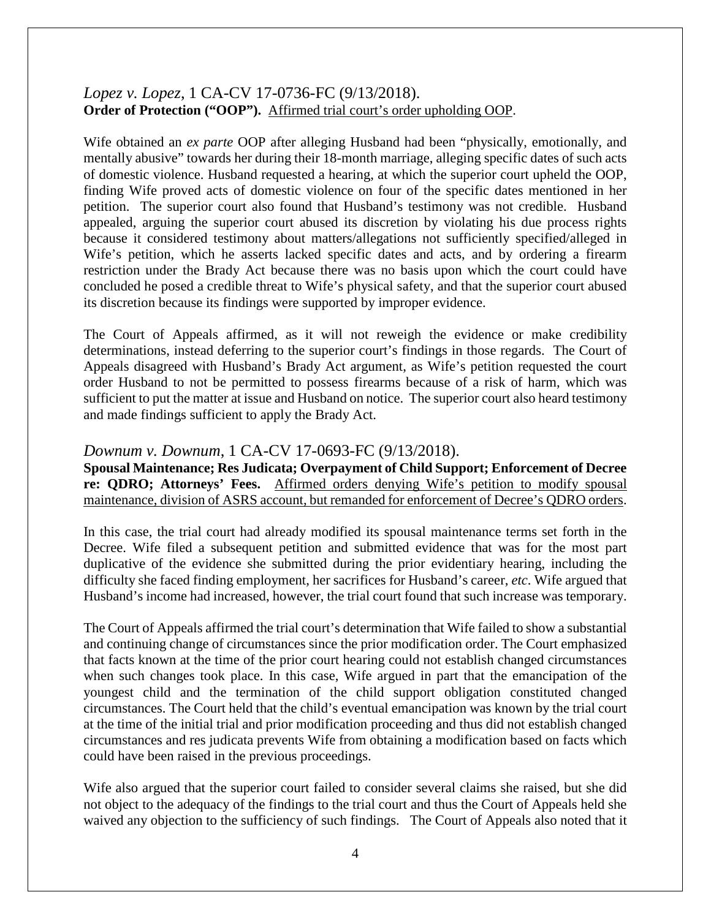*Lopez v. Lopez*, 1 CA-CV 17-0736-FC (9/13/2018).
**Order of Protection ("OOP").** Affirmed trial court's order upholding OOP.

Wife obtained an *ex parte* OOP after alleging Husband had been "physically, emotionally, and mentally abusive" towards her during their 18-month marriage, alleging specific dates of such acts of domestic violence. Husband requested a hearing, at which the superior court upheld the OOP, finding Wife proved acts of domestic violence on four of the specific dates mentioned in her petition. The superior court also found that Husband's testimony was not credible. Husband appealed, arguing the superior court abused its discretion by violating his due process rights because it considered testimony about matters/allegations not sufficiently specified/alleged in Wife's petition, which he asserts lacked specific dates and acts, and by ordering a firearm restriction under the Brady Act because there was no basis upon which the court could have concluded he posed a credible threat to Wife's physical safety, and that the superior court abused its discretion because its findings were supported by improper evidence.

The Court of Appeals affirmed, as it will not reweigh the evidence or make credibility determinations, instead deferring to the superior court's findings in those regards. The Court of Appeals disagreed with Husband's Brady Act argument, as Wife's petition requested the court order Husband to not be permitted to possess firearms because of a risk of harm, which was sufficient to put the matter at issue and Husband on notice. The superior court also heard testimony and made findings sufficient to apply the Brady Act.

*Downum v. Downum*, 1 CA-CV 17-0693-FC (9/13/2018).
**Spousal Maintenance; Res Judicata; Overpayment of Child Support; Enforcement of Decree re: QDRO; Attorneys' Fees.** Affirmed orders denying Wife's petition to modify spousal maintenance, division of ASRS account, but remanded for enforcement of Decree's QDRO orders.

In this case, the trial court had already modified its spousal maintenance terms set forth in the Decree. Wife filed a subsequent petition and submitted evidence that was for the most part duplicative of the evidence she submitted during the prior evidentiary hearing, including the difficulty she faced finding employment, her sacrifices for Husband's career, *etc*. Wife argued that Husband's income had increased, however, the trial court found that such increase was temporary.

The Court of Appeals affirmed the trial court's determination that Wife failed to show a substantial and continuing change of circumstances since the prior modification order. The Court emphasized that facts known at the time of the prior court hearing could not establish changed circumstances when such changes took place. In this case, Wife argued in part that the emancipation of the youngest child and the termination of the child support obligation constituted changed circumstances. The Court held that the child's eventual emancipation was known by the trial court at the time of the initial trial and prior modification proceeding and thus did not establish changed circumstances and res judicata prevents Wife from obtaining a modification based on facts which could have been raised in the previous proceedings.

Wife also argued that the superior court failed to consider several claims she raised, but she did not object to the adequacy of the findings to the trial court and thus the Court of Appeals held she waived any objection to the sufficiency of such findings. The Court of Appeals also noted that it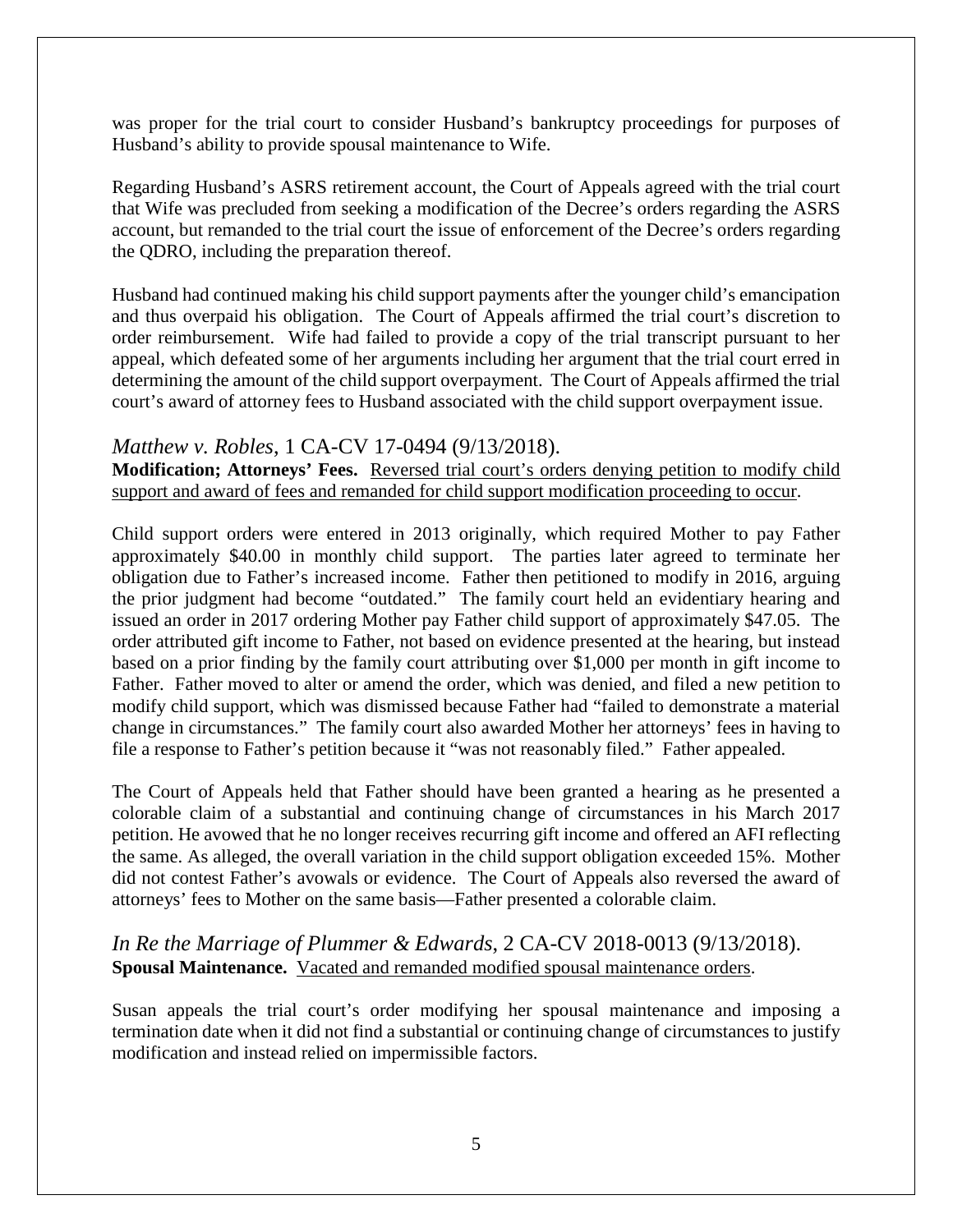was proper for the trial court to consider Husband's bankruptcy proceedings for purposes of Husband's ability to provide spousal maintenance to Wife.

Regarding Husband's ASRS retirement account, the Court of Appeals agreed with the trial court that Wife was precluded from seeking a modification of the Decree's orders regarding the ASRS account, but remanded to the trial court the issue of enforcement of the Decree's orders regarding the QDRO, including the preparation thereof.

Husband had continued making his child support payments after the younger child's emancipation and thus overpaid his obligation. The Court of Appeals affirmed the trial court's discretion to order reimbursement. Wife had failed to provide a copy of the trial transcript pursuant to her appeal, which defeated some of her arguments including her argument that the trial court erred in determining the amount of the child support overpayment. The Court of Appeals affirmed the trial court's award of attorney fees to Husband associated with the child support overpayment issue.

## *Matthew v. Robles*, 1 CA-CV 17-0494 (9/13/2018).

**Modification; Attorneys' Fees.** Reversed trial court's orders denying petition to modify child support and award of fees and remanded for child support modification proceeding to occur.

Child support orders were entered in 2013 originally, which required Mother to pay Father approximately $40.00 in monthly child support. The parties later agreed to terminate her obligation due to Father's increased income. Father then petitioned to modify in 2016, arguing the prior judgment had become "outdated." The family court held an evidentiary hearing and issued an order in 2017 ordering Mother pay Father child support of approximately $47.05. The order attributed gift income to Father, not based on evidence presented at the hearing, but instead based on a prior finding by the family court attributing over $1,000 per month in gift income to Father. Father moved to alter or amend the order, which was denied, and filed a new petition to modify child support, which was dismissed because Father had "failed to demonstrate a material change in circumstances." The family court also awarded Mother her attorneys' fees in having to file a response to Father's petition because it "was not reasonably filed." Father appealed.

The Court of Appeals held that Father should have been granted a hearing as he presented a colorable claim of a substantial and continuing change of circumstances in his March 2017 petition. He avowed that he no longer receives recurring gift income and offered an AFI reflecting the same. As alleged, the overall variation in the child support obligation exceeded 15%. Mother did not contest Father's avowals or evidence. The Court of Appeals also reversed the award of attorneys' fees to Mother on the same basis—Father presented a colorable claim.

## *In Re the Marriage of Plummer & Edwards*, 2 CA-CV 2018-0013 (9/13/2018).

**Spousal Maintenance.** Vacated and remanded modified spousal maintenance orders.

Susan appeals the trial court's order modifying her spousal maintenance and imposing a termination date when it did not find a substantial or continuing change of circumstances to justify modification and instead relied on impermissible factors.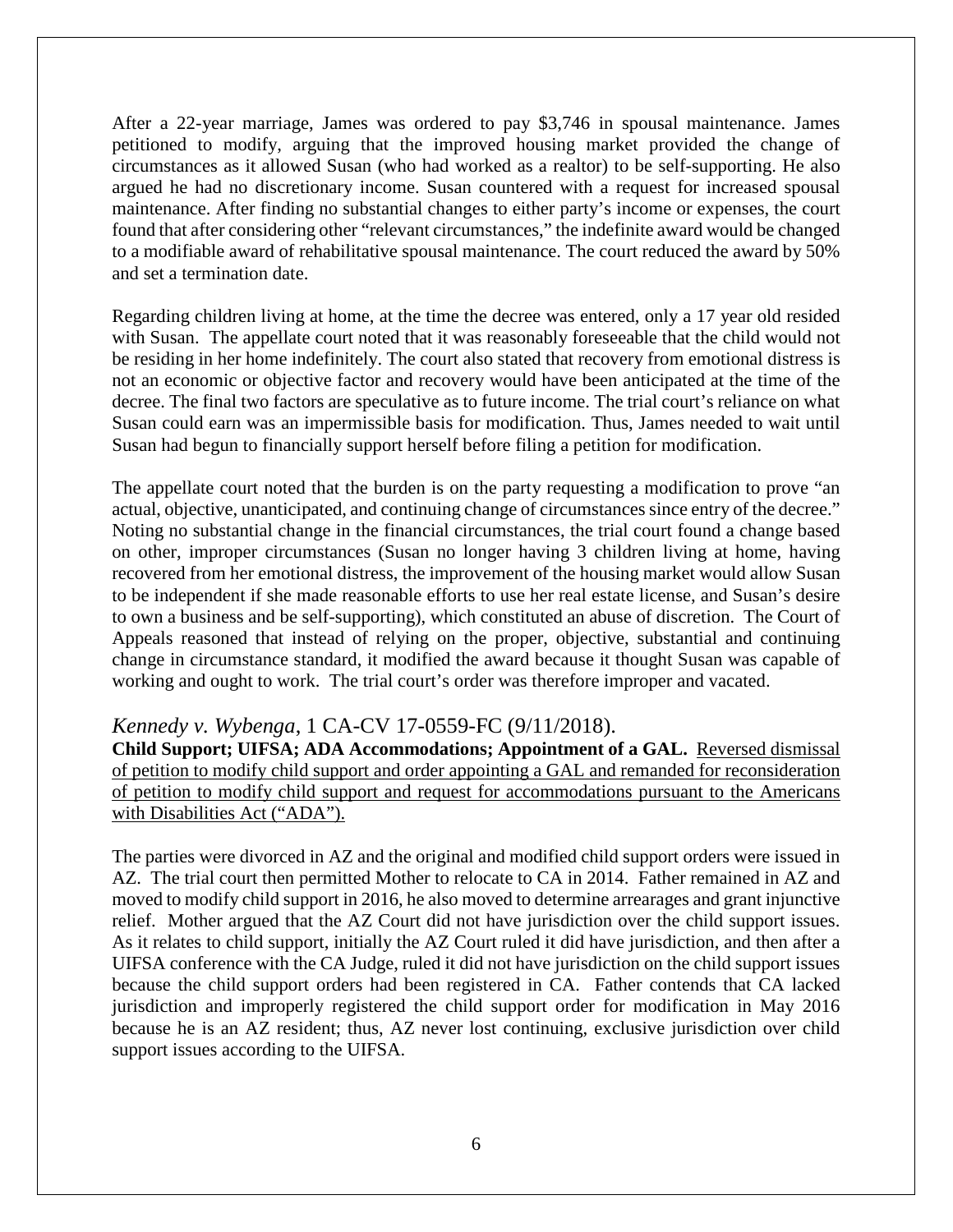After a 22-year marriage, James was ordered to pay $3,746 in spousal maintenance. James petitioned to modify, arguing that the improved housing market provided the change of circumstances as it allowed Susan (who had worked as a realtor) to be self-supporting. He also argued he had no discretionary income. Susan countered with a request for increased spousal maintenance. After finding no substantial changes to either party's income or expenses, the court found that after considering other "relevant circumstances," the indefinite award would be changed to a modifiable award of rehabilitative spousal maintenance. The court reduced the award by 50% and set a termination date.

Regarding children living at home, at the time the decree was entered, only a 17 year old resided with Susan. The appellate court noted that it was reasonably foreseeable that the child would not be residing in her home indefinitely. The court also stated that recovery from emotional distress is not an economic or objective factor and recovery would have been anticipated at the time of the decree. The final two factors are speculative as to future income. The trial court's reliance on what Susan could earn was an impermissible basis for modification. Thus, James needed to wait until Susan had begun to financially support herself before filing a petition for modification.

The appellate court noted that the burden is on the party requesting a modification to prove "an actual, objective, unanticipated, and continuing change of circumstances since entry of the decree." Noting no substantial change in the financial circumstances, the trial court found a change based on other, improper circumstances (Susan no longer having 3 children living at home, having recovered from her emotional distress, the improvement of the housing market would allow Susan to be independent if she made reasonable efforts to use her real estate license, and Susan's desire to own a business and be self-supporting), which constituted an abuse of discretion. The Court of Appeals reasoned that instead of relying on the proper, objective, substantial and continuing change in circumstance standard, it modified the award because it thought Susan was capable of working and ought to work. The trial court's order was therefore improper and vacated.

### *Kennedy v. Wybenga*, 1 CA-CV 17-0559-FC (9/11/2018).

**Child Support; UIFSA; ADA Accommodations; Appointment of a GAL.** Reversed dismissal of petition to modify child support and order appointing a GAL and remanded for reconsideration of petition to modify child support and request for accommodations pursuant to the Americans with Disabilities Act ("ADA").

The parties were divorced in AZ and the original and modified child support orders were issued in AZ. The trial court then permitted Mother to relocate to CA in 2014. Father remained in AZ and moved to modify child support in 2016, he also moved to determine arrearages and grant injunctive relief. Mother argued that the AZ Court did not have jurisdiction over the child support issues. As it relates to child support, initially the AZ Court ruled it did have jurisdiction, and then after a UIFSA conference with the CA Judge, ruled it did not have jurisdiction on the child support issues because the child support orders had been registered in CA. Father contends that CA lacked jurisdiction and improperly registered the child support order for modification in May 2016 because he is an AZ resident; thus, AZ never lost continuing, exclusive jurisdiction over child support issues according to the UIFSA.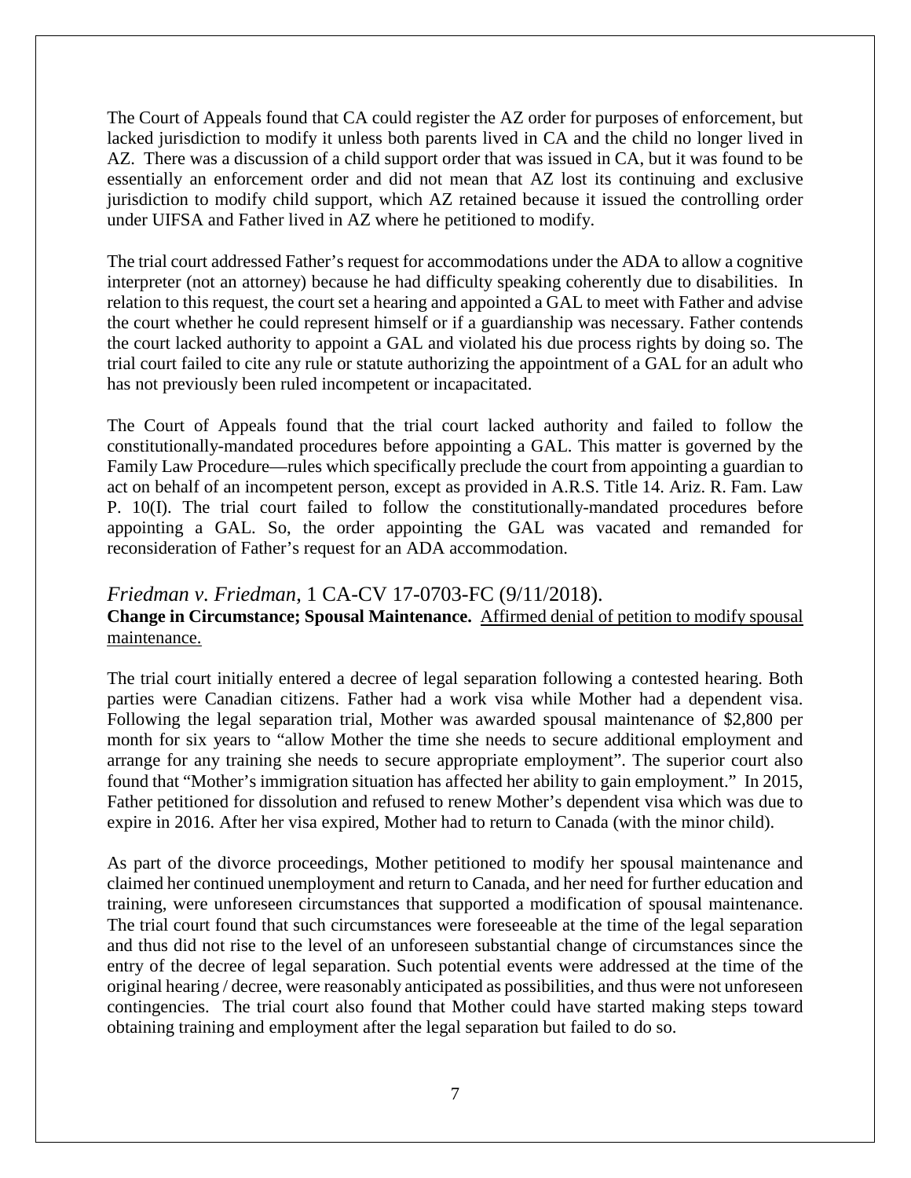The Court of Appeals found that CA could register the AZ order for purposes of enforcement, but lacked jurisdiction to modify it unless both parents lived in CA and the child no longer lived in AZ. There was a discussion of a child support order that was issued in CA, but it was found to be essentially an enforcement order and did not mean that AZ lost its continuing and exclusive jurisdiction to modify child support, which AZ retained because it issued the controlling order under UIFSA and Father lived in AZ where he petitioned to modify.

The trial court addressed Father's request for accommodations under the ADA to allow a cognitive interpreter (not an attorney) because he had difficulty speaking coherently due to disabilities. In relation to this request, the court set a hearing and appointed a GAL to meet with Father and advise the court whether he could represent himself or if a guardianship was necessary. Father contends the court lacked authority to appoint a GAL and violated his due process rights by doing so. The trial court failed to cite any rule or statute authorizing the appointment of a GAL for an adult who has not previously been ruled incompetent or incapacitated.

The Court of Appeals found that the trial court lacked authority and failed to follow the constitutionally-mandated procedures before appointing a GAL. This matter is governed by the Family Law Procedure—rules which specifically preclude the court from appointing a guardian to act on behalf of an incompetent person, except as provided in A.R.S. Title 14. Ariz. R. Fam. Law P. 10(I). The trial court failed to follow the constitutionally-mandated procedures before appointing a GAL. So, the order appointing the GAL was vacated and remanded for reconsideration of Father's request for an ADA accommodation.

### *Friedman v. Friedman*, 1 CA-CV 17-0703-FC (9/11/2018).

**Change in Circumstance; Spousal Maintenance.** <u>Affirmed denial of petition to modify spousal maintenance.</u>

The trial court initially entered a decree of legal separation following a contested hearing. Both parties were Canadian citizens. Father had a work visa while Mother had a dependent visa. Following the legal separation trial, Mother was awarded spousal maintenance of $2,800 per month for six years to "allow Mother the time she needs to secure additional employment and arrange for any training she needs to secure appropriate employment". The superior court also found that "Mother's immigration situation has affected her ability to gain employment." In 2015, Father petitioned for dissolution and refused to renew Mother's dependent visa which was due to expire in 2016. After her visa expired, Mother had to return to Canada (with the minor child).

As part of the divorce proceedings, Mother petitioned to modify her spousal maintenance and claimed her continued unemployment and return to Canada, and her need for further education and training, were unforeseen circumstances that supported a modification of spousal maintenance. The trial court found that such circumstances were foreseeable at the time of the legal separation and thus did not rise to the level of an unforeseen substantial change of circumstances since the entry of the decree of legal separation. Such potential events were addressed at the time of the original hearing / decree, were reasonably anticipated as possibilities, and thus were not unforeseen contingencies. The trial court also found that Mother could have started making steps toward obtaining training and employment after the legal separation but failed to do so.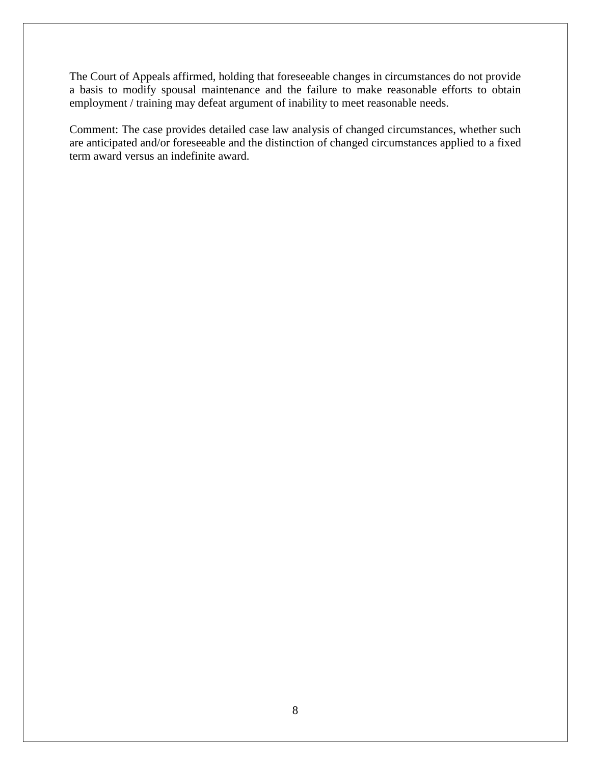The Court of Appeals affirmed, holding that foreseeable changes in circumstances do not provide a basis to modify spousal maintenance and the failure to make reasonable efforts to obtain employment / training may defeat argument of inability to meet reasonable needs.

Comment: The case provides detailed case law analysis of changed circumstances, whether such are anticipated and/or foreseeable and the distinction of changed circumstances applied to a fixed term award versus an indefinite award.